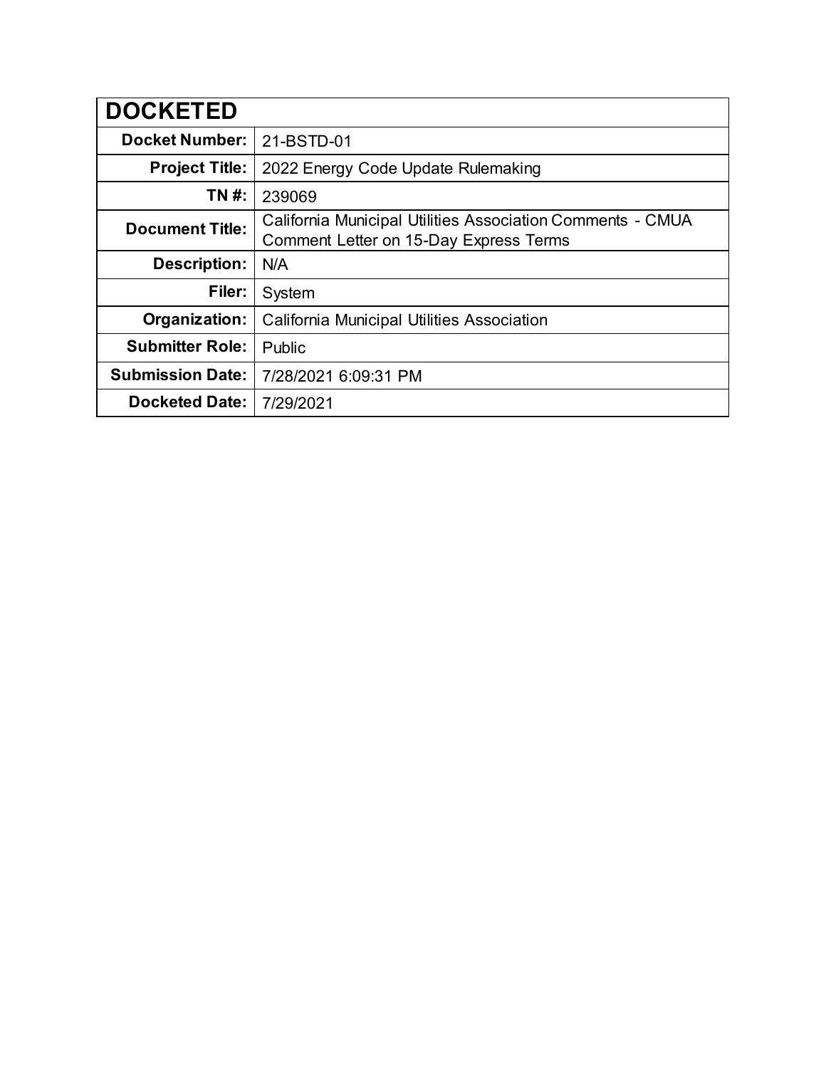| DOCKETED | |
|---|---|
| **Docket Number:** | 21-BSTD-01 |
| **Project Title:** | 2022 Energy Code Update Rulemaking |
| **TN #:** | 239069 |
| **Document Title:** | California Municipal Utilities Association Comments - CMUA Comment Letter on 15-Day Express Terms |
| **Description:** | N/A |
| **Filer:** | System |
| **Organization:** | California Municipal Utilities Association |
| **Submitter Role:** | Public |
| **Submission Date:** | 7/28/2021 6:09:31 PM |
| **Docketed Date:** | 7/29/2021 |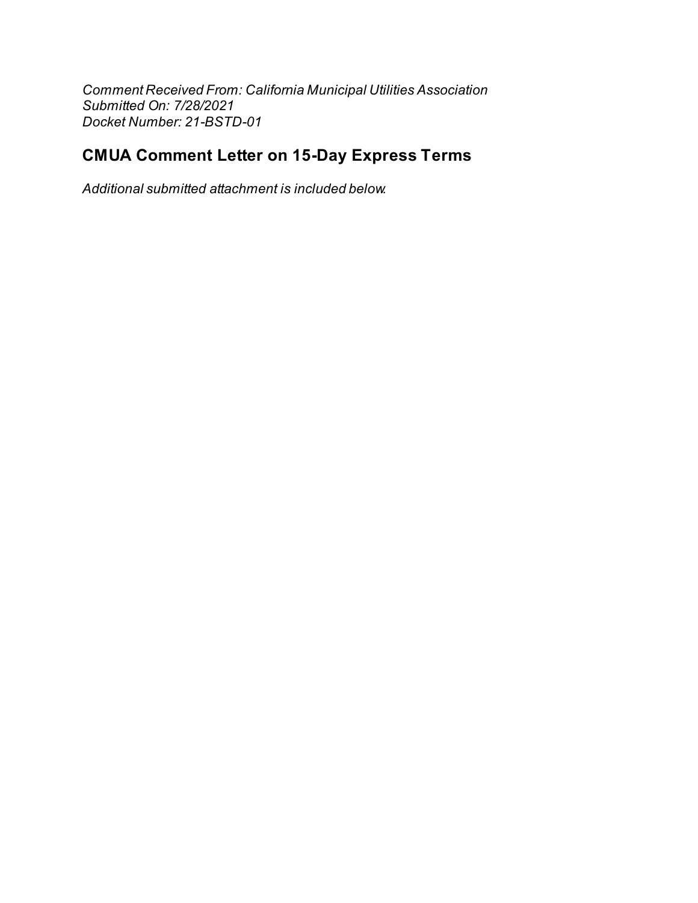*Comment Received From: California Municipal Utilities Association*
*Submitted On: 7/28/2021*
*Docket Number: 21-BSTD-01*

## CMUA Comment Letter on 15-Day Express Terms

*Additional submitted attachment is included below.*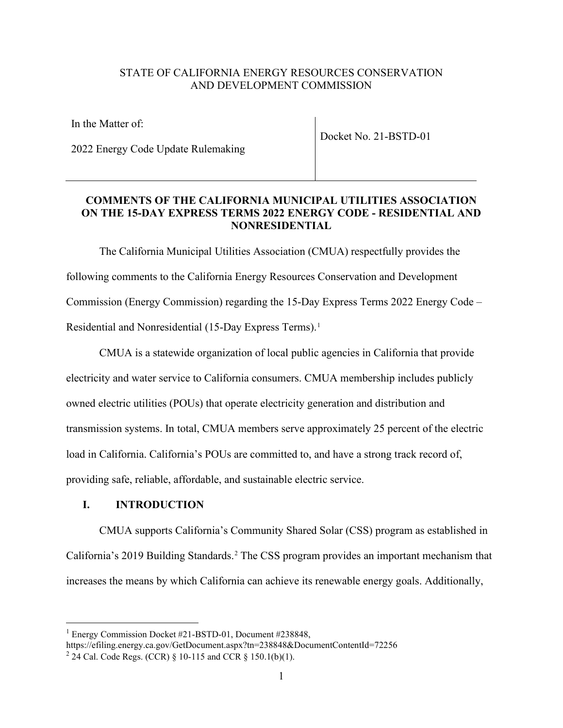STATE OF CALIFORNIA ENERGY RESOURCES CONSERVATION AND DEVELOPMENT COMMISSION

| In the Matter of: 2022 Energy Code Update Rulemaking | Docket No. 21-BSTD-01 |
|---|---|

**COMMENTS OF THE CALIFORNIA MUNICIPAL UTILITIES ASSOCIATION ON THE 15-DAY EXPRESS TERMS 2022 ENERGY CODE - RESIDENTIAL AND NONRESIDENTIAL**

The California Municipal Utilities Association (CMUA) respectfully provides the following comments to the California Energy Resources Conservation and Development Commission (Energy Commission) regarding the 15-Day Express Terms 2022 Energy Code – Residential and Nonresidential (15-Day Express Terms).[1]

CMUA is a statewide organization of local public agencies in California that provide electricity and water service to California consumers. CMUA membership includes publicly owned electric utilities (POUs) that operate electricity generation and distribution and transmission systems. In total, CMUA members serve approximately 25 percent of the electric load in California. California's POUs are committed to, and have a strong track record of, providing safe, reliable, affordable, and sustainable electric service.

## I. INTRODUCTION

CMUA supports California's Community Shared Solar (CSS) program as established in California's 2019 Building Standards.[2] The CSS program provides an important mechanism that increases the means by which California can achieve its renewable energy goals. Additionally,

---

[1] Energy Commission Docket #21-BSTD-01, Document #238848, https://efiling.energy.ca.gov/GetDocument.aspx?tn=238848&DocumentContentId=72256

[2] 24 Cal. Code Regs. (CCR) § 10-115 and CCR § 150.1(b)(1).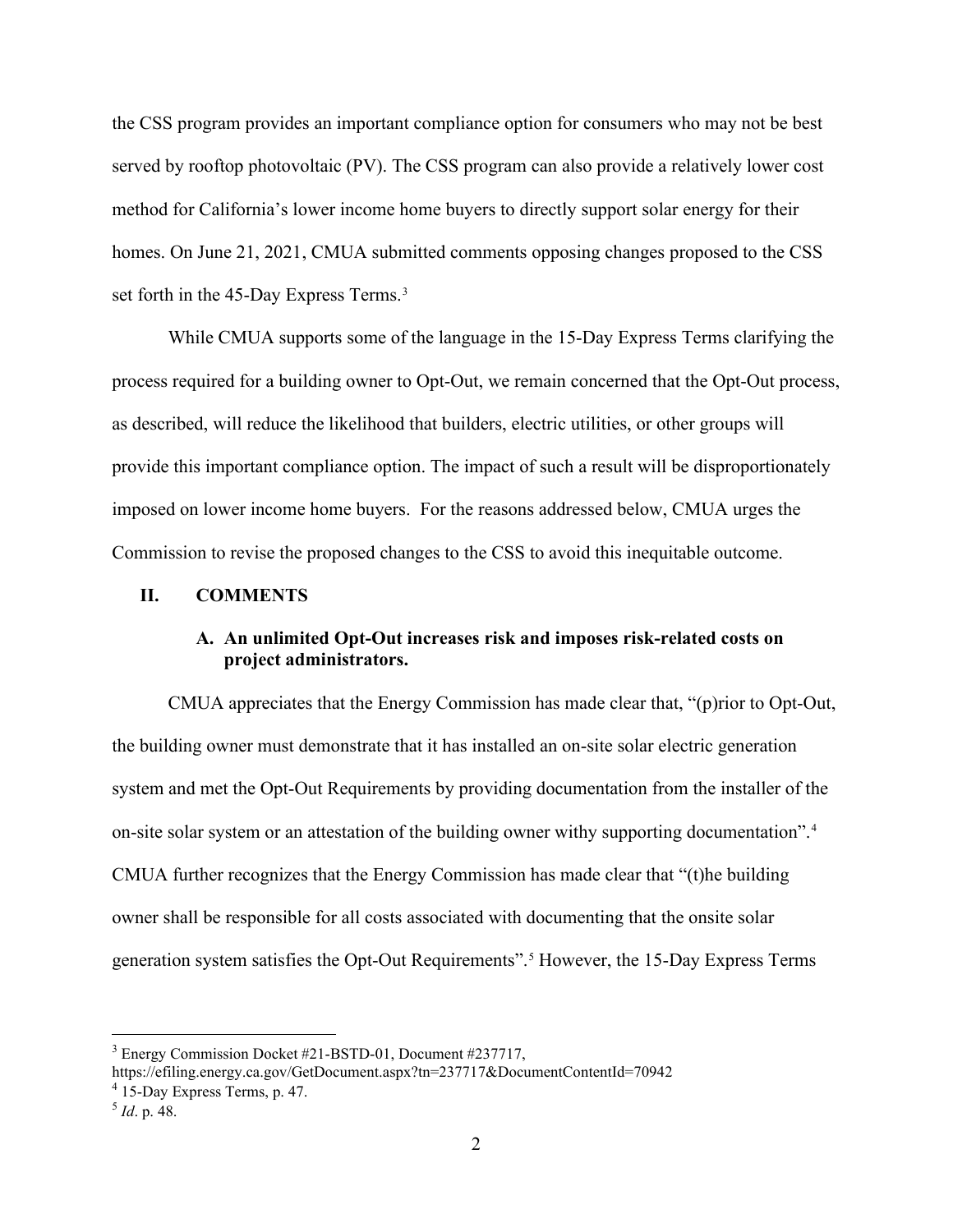the CSS program provides an important compliance option for consumers who may not be best served by rooftop photovoltaic (PV). The CSS program can also provide a relatively lower cost method for California's lower income home buyers to directly support solar energy for their homes. On June 21, 2021, CMUA submitted comments opposing changes proposed to the CSS set forth in the 45-Day Express Terms.[3]

While CMUA supports some of the language in the 15-Day Express Terms clarifying the process required for a building owner to Opt-Out, we remain concerned that the Opt-Out process, as described, will reduce the likelihood that builders, electric utilities, or other groups will provide this important compliance option. The impact of such a result will be disproportionately imposed on lower income home buyers. For the reasons addressed below, CMUA urges the Commission to revise the proposed changes to the CSS to avoid this inequitable outcome.

## II. COMMENTS

### A. An unlimited Opt-Out increases risk and imposes risk-related costs on project administrators.

CMUA appreciates that the Energy Commission has made clear that, "(p)rior to Opt-Out, the building owner must demonstrate that it has installed an on-site solar electric generation system and met the Opt-Out Requirements by providing documentation from the installer of the on-site solar system or an attestation of the building owner withy supporting documentation".[4] CMUA further recognizes that the Energy Commission has made clear that "(t)he building owner shall be responsible for all costs associated with documenting that the onsite solar generation system satisfies the Opt-Out Requirements".[5] However, the 15-Day Express Terms

---

[3] Energy Commission Docket #21-BSTD-01, Document #237717, https://efiling.energy.ca.gov/GetDocument.aspx?tn=237717&DocumentContentId=70942

[4] 15-Day Express Terms, p. 47.

[5] *Id*. p. 48.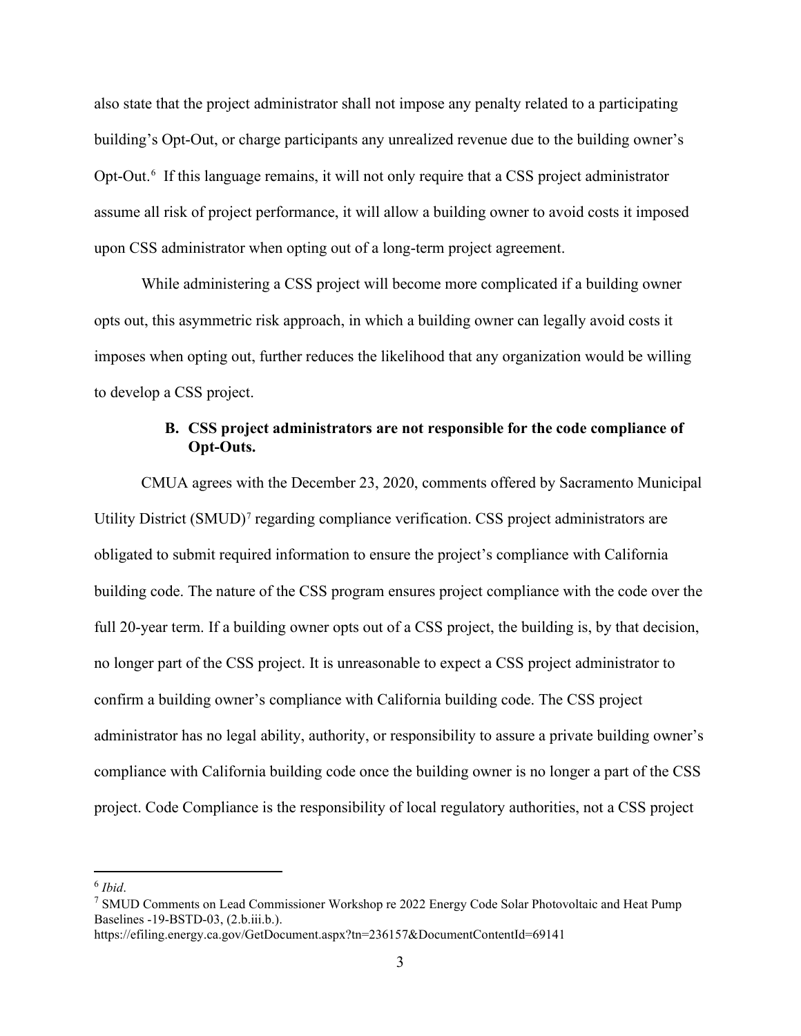also state that the project administrator shall not impose any penalty related to a participating building's Opt-Out, or charge participants any unrealized revenue due to the building owner's Opt-Out.[6] If this language remains, it will not only require that a CSS project administrator assume all risk of project performance, it will allow a building owner to avoid costs it imposed upon CSS administrator when opting out of a long-term project agreement.

While administering a CSS project will become more complicated if a building owner opts out, this asymmetric risk approach, in which a building owner can legally avoid costs it imposes when opting out, further reduces the likelihood that any organization would be willing to develop a CSS project.

### B. CSS project administrators are not responsible for the code compliance of Opt-Outs.

CMUA agrees with the December 23, 2020, comments offered by Sacramento Municipal Utility District (SMUD)[7] regarding compliance verification. CSS project administrators are obligated to submit required information to ensure the project's compliance with California building code. The nature of the CSS program ensures project compliance with the code over the full 20-year term. If a building owner opts out of a CSS project, the building is, by that decision, no longer part of the CSS project. It is unreasonable to expect a CSS project administrator to confirm a building owner's compliance with California building code. The CSS project administrator has no legal ability, authority, or responsibility to assure a private building owner's compliance with California building code once the building owner is no longer a part of the CSS project. Code Compliance is the responsibility of local regulatory authorities, not a CSS project

---

[6] *Ibid*.

[7] SMUD Comments on Lead Commissioner Workshop re 2022 Energy Code Solar Photovoltaic and Heat Pump Baselines -19-BSTD-03, (2.b.iii.b.). https://efiling.energy.ca.gov/GetDocument.aspx?tn=236157&DocumentContentId=69141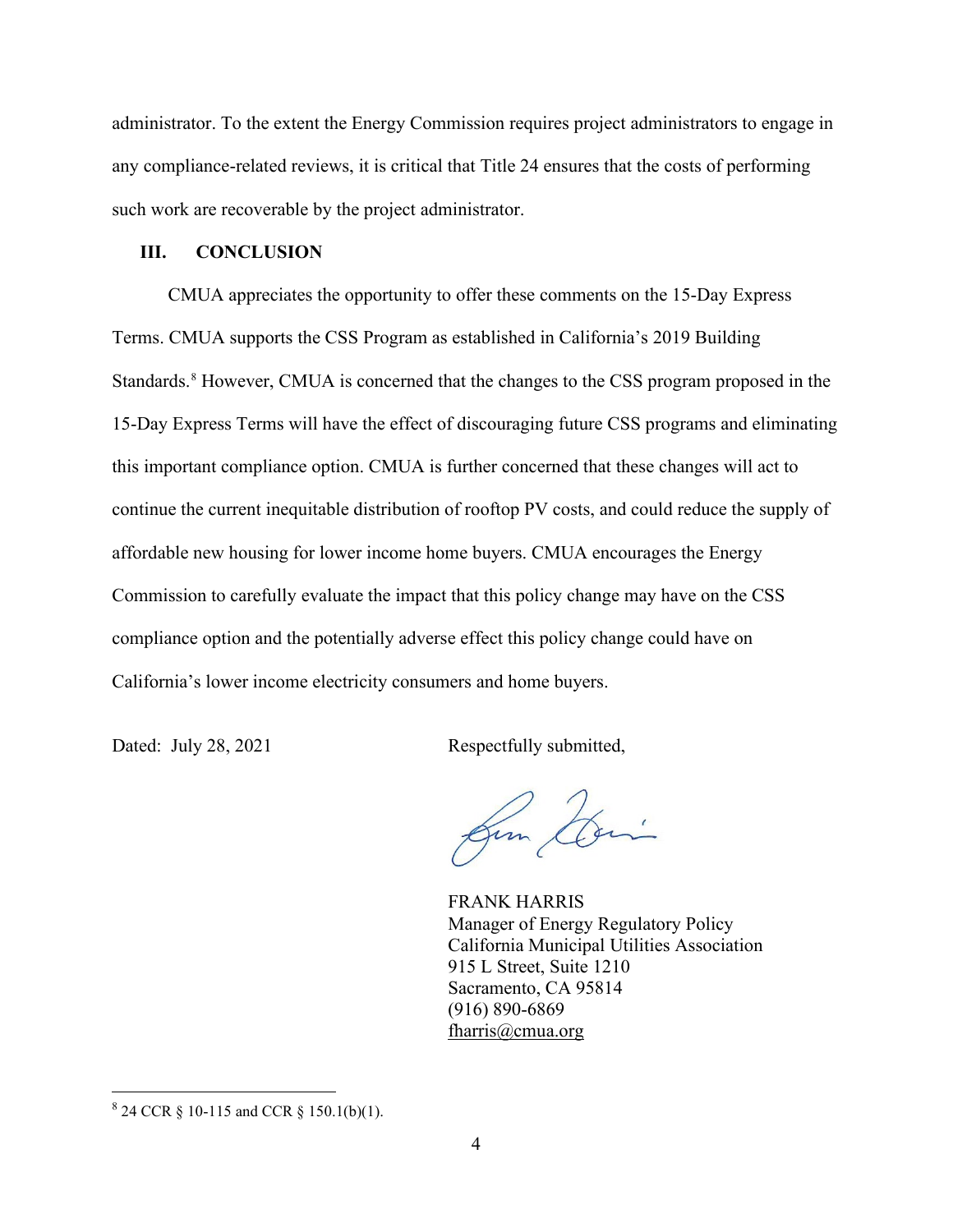administrator. To the extent the Energy Commission requires project administrators to engage in any compliance-related reviews, it is critical that Title 24 ensures that the costs of performing such work are recoverable by the project administrator.

## III. CONCLUSION

CMUA appreciates the opportunity to offer these comments on the 15-Day Express Terms. CMUA supports the CSS Program as established in California's 2019 Building Standards.[8] However, CMUA is concerned that the changes to the CSS program proposed in the 15-Day Express Terms will have the effect of discouraging future CSS programs and eliminating this important compliance option. CMUA is further concerned that these changes will act to continue the current inequitable distribution of rooftop PV costs, and could reduce the supply of affordable new housing for lower income home buyers. CMUA encourages the Energy Commission to carefully evaluate the impact that this policy change may have on the CSS compliance option and the potentially adverse effect this policy change could have on California's lower income electricity consumers and home buyers.

Dated: July 28, 2021

Respectfully submitted,

FRANK HARRIS
Manager of Energy Regulatory Policy
California Municipal Utilities Association
915 L Street, Suite 1210
Sacramento, CA 95814
(916) 890-6869
fharris@cmua.org

---

[8] 24 CCR § 10-115 and CCR § 150.1(b)(1).